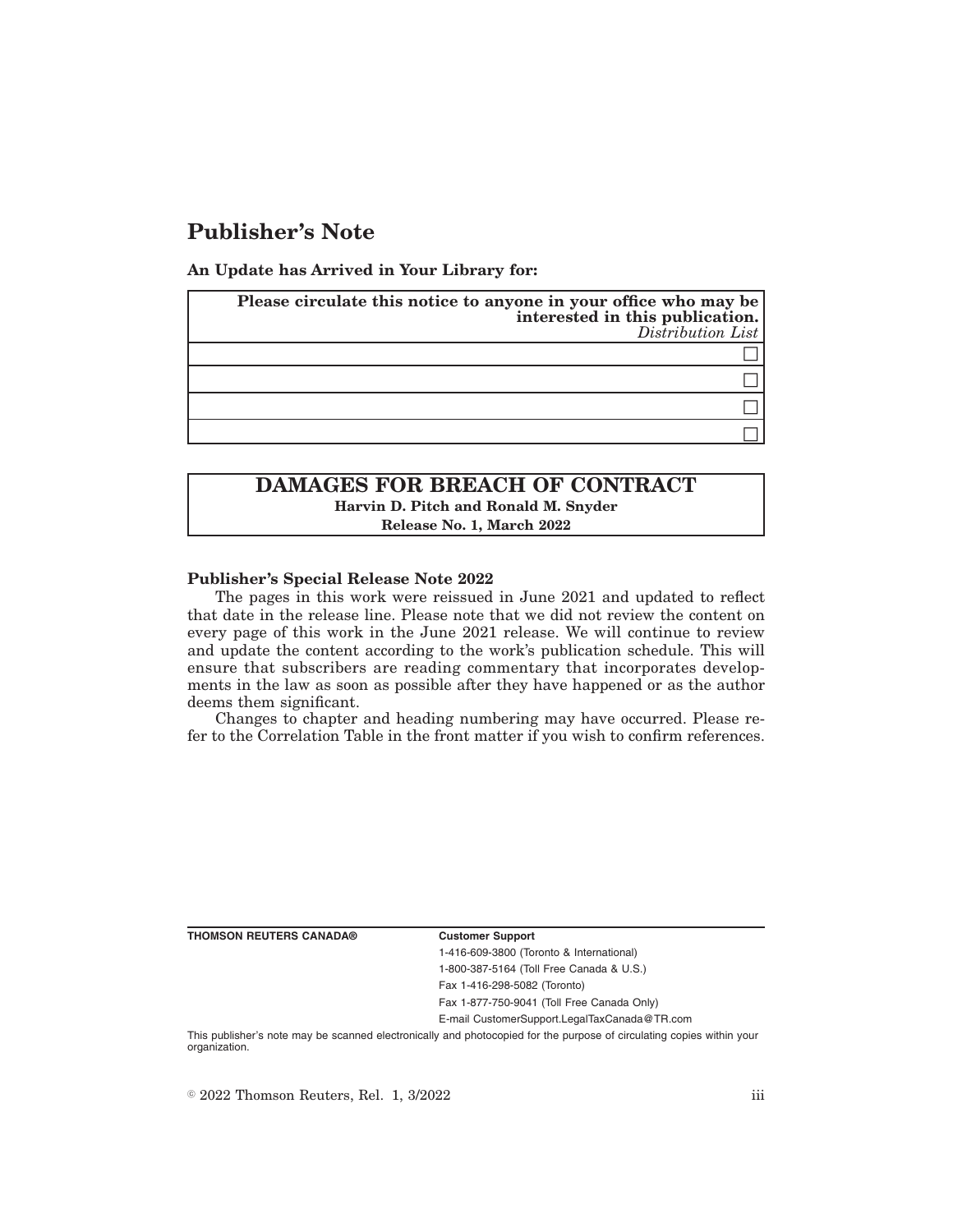# Publisher's Note

**An Update has Arrived in Your Library for:**

| **Please circulate this notice to anyone in your office who may be interested in this publication.** *Distribution List* |
| --- |
| ☐ |
| ☐ |
| ☐ |
| ☐ |

## DAMAGES FOR BREACH OF CONTRACT

**Harvin D. Pitch and Ronald M. Snyder**

**Release No. 1, March 2022**

**Publisher's Special Release Note 2022**

The pages in this work were reissued in June 2021 and updated to reflect that date in the release line. Please note that we did not review the content on every page of this work in the June 2021 release. We will continue to review and update the content according to the work's publication schedule. This will ensure that subscribers are reading commentary that incorporates developments in the law as soon as possible after they have happened or as the author deems them significant.

Changes to chapter and heading numbering may have occurred. Please refer to the Correlation Table in the front matter if you wish to confirm references.

**THOMSON REUTERS CANADA®**

**Customer Support**

1-416-609-3800 (Toronto & International)

1-800-387-5164 (Toll Free Canada & U.S.)

Fax 1-416-298-5082 (Toronto)

Fax 1-877-750-9041 (Toll Free Canada Only)

E-mail CustomerSupport.LegalTaxCanada@TR.com

This publisher's note may be scanned electronically and photocopied for the purpose of circulating copies within your organization.

© 2022 Thomson Reuters, Rel. 1, 3/2022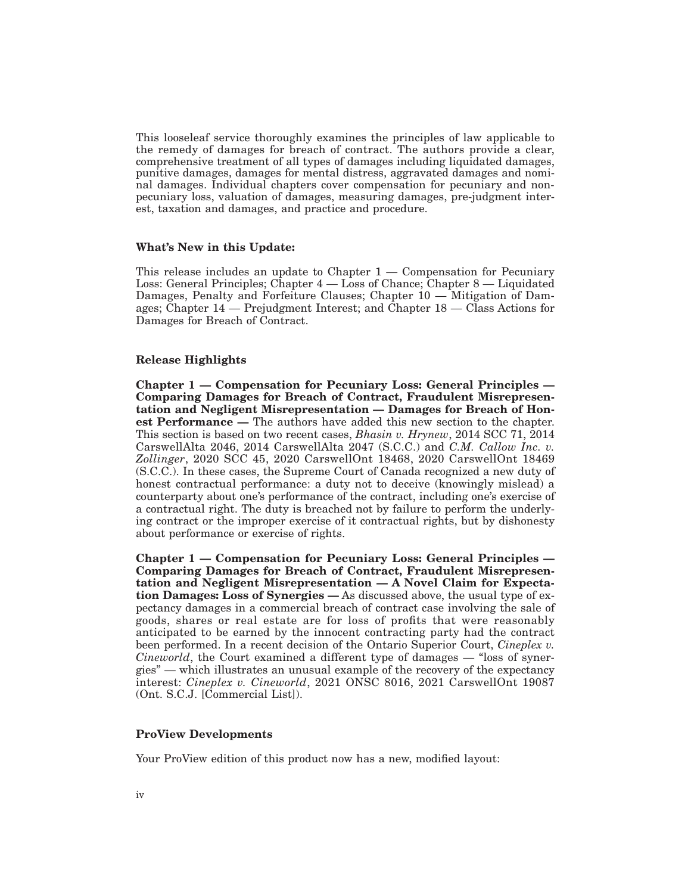This looseleaf service thoroughly examines the principles of law applicable to the remedy of damages for breach of contract. The authors provide a clear, comprehensive treatment of all types of damages including liquidated damages, punitive damages, damages for mental distress, aggravated damages and nominal damages. Individual chapters cover compensation for pecuniary and non-pecuniary loss, valuation of damages, measuring damages, pre-judgment interest, taxation and damages, and practice and procedure.

### What's New in this Update:

This release includes an update to Chapter 1 — Compensation for Pecuniary Loss: General Principles; Chapter 4 — Loss of Chance; Chapter 8 — Liquidated Damages, Penalty and Forfeiture Clauses; Chapter 10 — Mitigation of Damages; Chapter 14 — Prejudgment Interest; and Chapter 18 — Class Actions for Damages for Breach of Contract.

### Release Highlights

**Chapter 1 — Compensation for Pecuniary Loss: General Principles — Comparing Damages for Breach of Contract, Fraudulent Misrepresentation and Negligent Misrepresentation — Damages for Breach of Honest Performance —** The authors have added this new section to the chapter. This section is based on two recent cases, *Bhasin v. Hrynew*, 2014 SCC 71, 2014 CarswellAlta 2046, 2014 CarswellAlta 2047 (S.C.C.) and *C.M. Callow Inc. v. Zollinger*, 2020 SCC 45, 2020 CarswellOnt 18468, 2020 CarswellOnt 18469 (S.C.C.). In these cases, the Supreme Court of Canada recognized a new duty of honest contractual performance: a duty not to deceive (knowingly mislead) a counterparty about one's performance of the contract, including one's exercise of a contractual right. The duty is breached not by failure to perform the underlying contract or the improper exercise of it contractual rights, but by dishonesty about performance or exercise of rights.

**Chapter 1 — Compensation for Pecuniary Loss: General Principles — Comparing Damages for Breach of Contract, Fraudulent Misrepresentation and Negligent Misrepresentation — A Novel Claim for Expectation Damages: Loss of Synergies —** As discussed above, the usual type of expectancy damages in a commercial breach of contract case involving the sale of goods, shares or real estate are for loss of profits that were reasonably anticipated to be earned by the innocent contracting party had the contract been performed. In a recent decision of the Ontario Superior Court, *Cineplex v. Cineworld*, the Court examined a different type of damages — "loss of synergies" — which illustrates an unusual example of the recovery of the expectancy interest: *Cineplex v. Cineworld*, 2021 ONSC 8016, 2021 CarswellOnt 19087 (Ont. S.C.J. [Commercial List]).

### ProView Developments

Your ProView edition of this product now has a new, modified layout: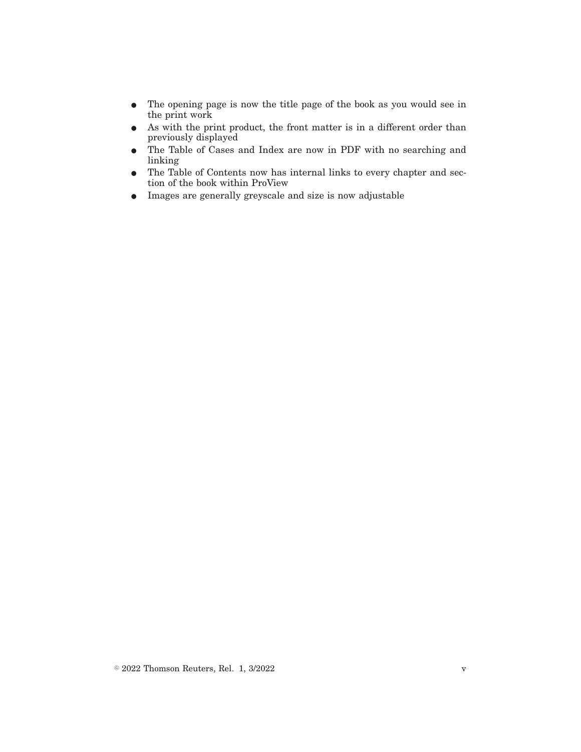- The opening page is now the title page of the book as you would see in the print work
- As with the print product, the front matter is in a different order than previously displayed
- The Table of Cases and Index are now in PDF with no searching and linking
- The Table of Contents now has internal links to every chapter and section of the book within ProView
- Images are generally greyscale and size is now adjustable